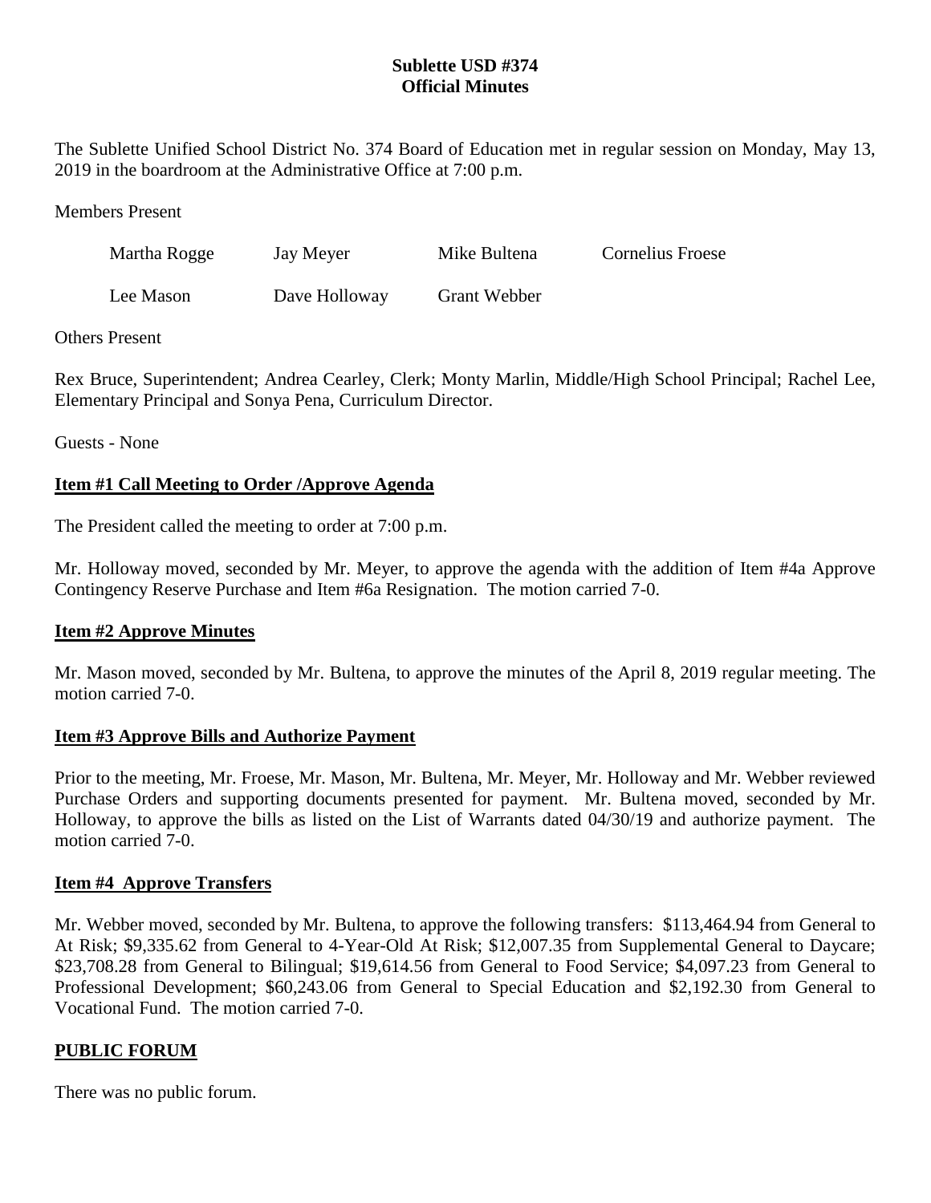**Sublette USD #374**
**Official Minutes**

The Sublette Unified School District No. 374 Board of Education met in regular session on Monday, May 13, 2019 in the boardroom at the Administrative Office at 7:00 p.m.

Members Present

| Martha Rogge | Jay Meyer | Mike Bultena | Cornelius Froese |
|---|---|---|---|
| Lee Mason | Dave Holloway | Grant Webber | |

Others Present

Rex Bruce, Superintendent; Andrea Cearley, Clerk; Monty Marlin, Middle/High School Principal; Rachel Lee, Elementary Principal and Sonya Pena, Curriculum Director.

Guests - None

**Item #1 Call Meeting to Order /Approve Agenda**

The President called the meeting to order at 7:00 p.m.

Mr. Holloway moved, seconded by Mr. Meyer, to approve the agenda with the addition of Item #4a Approve Contingency Reserve Purchase and Item #6a Resignation. The motion carried 7-0.

**Item #2 Approve Minutes**

Mr. Mason moved, seconded by Mr. Bultena, to approve the minutes of the April 8, 2019 regular meeting. The motion carried 7-0.

**Item #3 Approve Bills and Authorize Payment**

Prior to the meeting, Mr. Froese, Mr. Mason, Mr. Bultena, Mr. Meyer, Mr. Holloway and Mr. Webber reviewed Purchase Orders and supporting documents presented for payment. Mr. Bultena moved, seconded by Mr. Holloway, to approve the bills as listed on the List of Warrants dated 04/30/19 and authorize payment. The motion carried 7-0.

**Item #4 Approve Transfers**

Mr. Webber moved, seconded by Mr. Bultena, to approve the following transfers: $113,464.94 from General to At Risk; $9,335.62 from General to 4-Year-Old At Risk; $12,007.35 from Supplemental General to Daycare; $23,708.28 from General to Bilingual; $19,614.56 from General to Food Service; $4,097.23 from General to Professional Development; $60,243.06 from General to Special Education and $2,192.30 from General to Vocational Fund. The motion carried 7-0.

**PUBLIC FORUM**

There was no public forum.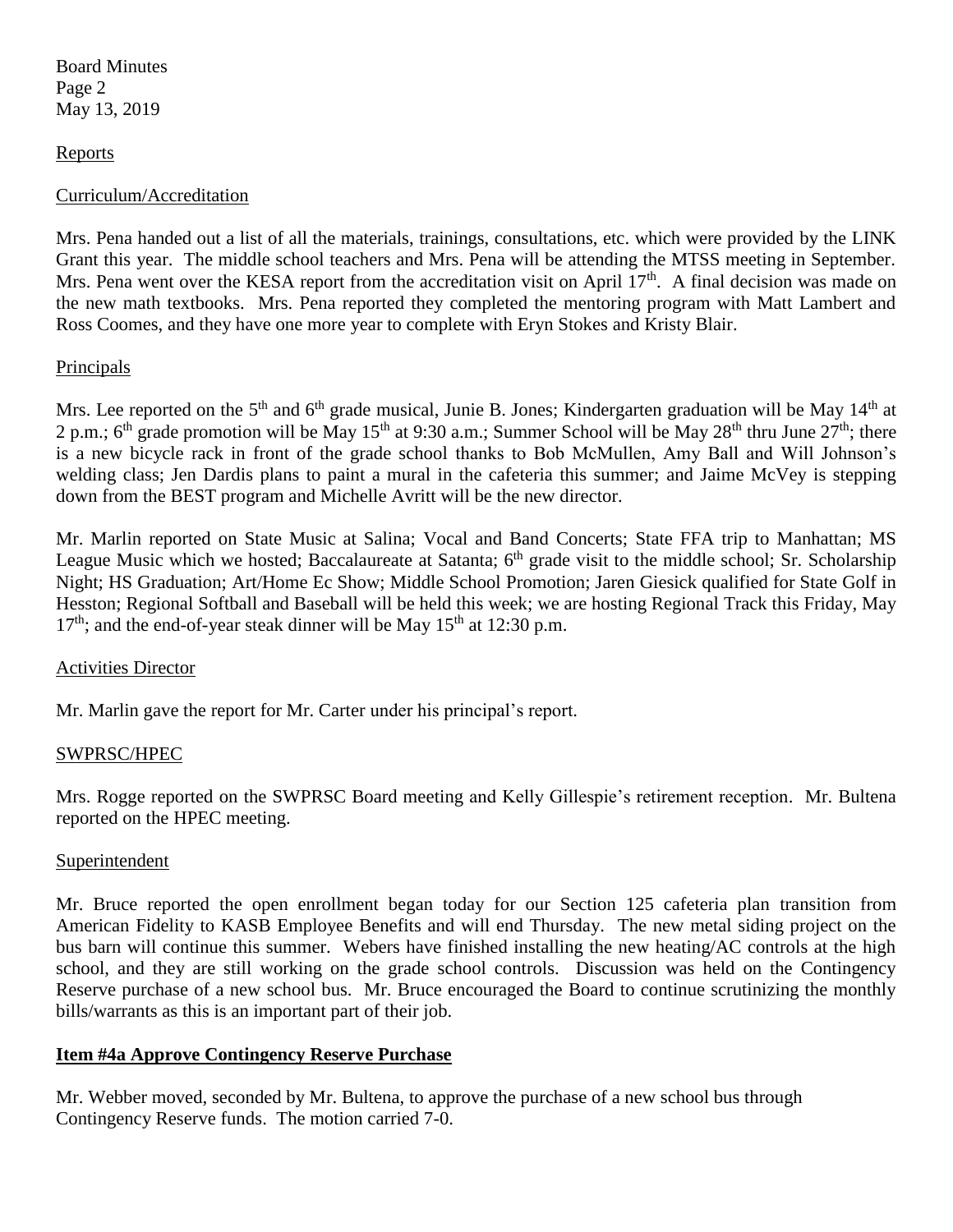## Reports

### Curriculum/Accreditation

Mrs. Pena handed out a list of all the materials, trainings, consultations, etc. which were provided by the LINK Grant this year. The middle school teachers and Mrs. Pena will be attending the MTSS meeting in September. Mrs. Pena went over the KESA report from the accreditation visit on April 17th. A final decision was made on the new math textbooks. Mrs. Pena reported they completed the mentoring program with Matt Lambert and Ross Coomes, and they have one more year to complete with Eryn Stokes and Kristy Blair.

### Principals

Mrs. Lee reported on the 5th and 6th grade musical, Junie B. Jones; Kindergarten graduation will be May 14th at 2 p.m.; 6th grade promotion will be May 15th at 9:30 a.m.; Summer School will be May 28th thru June 27th; there is a new bicycle rack in front of the grade school thanks to Bob McMullen, Amy Ball and Will Johnson's welding class; Jen Dardis plans to paint a mural in the cafeteria this summer; and Jaime McVey is stepping down from the BEST program and Michelle Avritt will be the new director.

Mr. Marlin reported on State Music at Salina; Vocal and Band Concerts; State FFA trip to Manhattan; MS League Music which we hosted; Baccalaureate at Satanta; 6th grade visit to the middle school; Sr. Scholarship Night; HS Graduation; Art/Home Ec Show; Middle School Promotion; Jaren Giesick qualified for State Golf in Hesston; Regional Softball and Baseball will be held this week; we are hosting Regional Track this Friday, May 17th; and the end-of-year steak dinner will be May 15th at 12:30 p.m.

### Activities Director

Mr. Marlin gave the report for Mr. Carter under his principal's report.

### SWPRSC/HPEC

Mrs. Rogge reported on the SWPRSC Board meeting and Kelly Gillespie's retirement reception. Mr. Bultena reported on the HPEC meeting.

### Superintendent

Mr. Bruce reported the open enrollment began today for our Section 125 cafeteria plan transition from American Fidelity to KASB Employee Benefits and will end Thursday. The new metal siding project on the bus barn will continue this summer. Webers have finished installing the new heating/AC controls at the high school, and they are still working on the grade school controls. Discussion was held on the Contingency Reserve purchase of a new school bus. Mr. Bruce encouraged the Board to continue scrutinizing the monthly bills/warrants as this is an important part of their job.

### Item #4a Approve Contingency Reserve Purchase

Mr. Webber moved, seconded by Mr. Bultena, to approve the purchase of a new school bus through Contingency Reserve funds. The motion carried 7-0.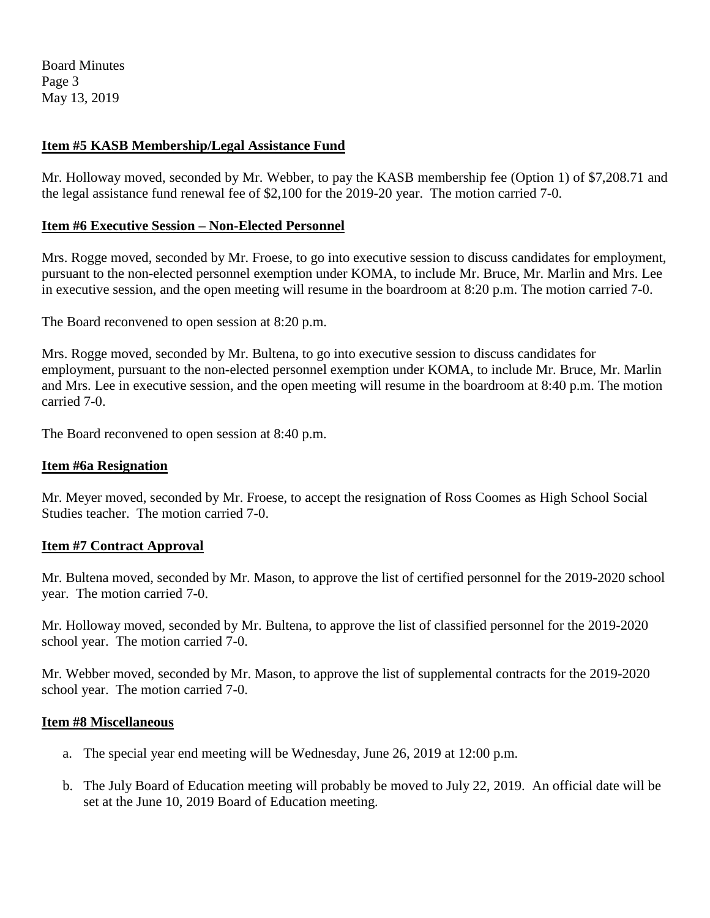**Item #5 KASB Membership/Legal Assistance Fund**

Mr. Holloway moved, seconded by Mr. Webber, to pay the KASB membership fee (Option 1) of $7,208.71 and the legal assistance fund renewal fee of $2,100 for the 2019-20 year. The motion carried 7-0.

**Item #6 Executive Session – Non-Elected Personnel**

Mrs. Rogge moved, seconded by Mr. Froese, to go into executive session to discuss candidates for employment, pursuant to the non-elected personnel exemption under KOMA, to include Mr. Bruce, Mr. Marlin and Mrs. Lee in executive session, and the open meeting will resume in the boardroom at 8:20 p.m. The motion carried 7-0.

The Board reconvened to open session at 8:20 p.m.

Mrs. Rogge moved, seconded by Mr. Bultena, to go into executive session to discuss candidates for employment, pursuant to the non-elected personnel exemption under KOMA, to include Mr. Bruce, Mr. Marlin and Mrs. Lee in executive session, and the open meeting will resume in the boardroom at 8:40 p.m. The motion carried 7-0.

The Board reconvened to open session at 8:40 p.m.

**Item #6a Resignation**

Mr. Meyer moved, seconded by Mr. Froese, to accept the resignation of Ross Coomes as High School Social Studies teacher. The motion carried 7-0.

**Item #7 Contract Approval**

Mr. Bultena moved, seconded by Mr. Mason, to approve the list of certified personnel for the 2019-2020 school year. The motion carried 7-0.

Mr. Holloway moved, seconded by Mr. Bultena, to approve the list of classified personnel for the 2019-2020 school year. The motion carried 7-0.

Mr. Webber moved, seconded by Mr. Mason, to approve the list of supplemental contracts for the 2019-2020 school year. The motion carried 7-0.

**Item #8 Miscellaneous**

a. The special year end meeting will be Wednesday, June 26, 2019 at 12:00 p.m.

b. The July Board of Education meeting will probably be moved to July 22, 2019. An official date will be set at the June 10, 2019 Board of Education meeting.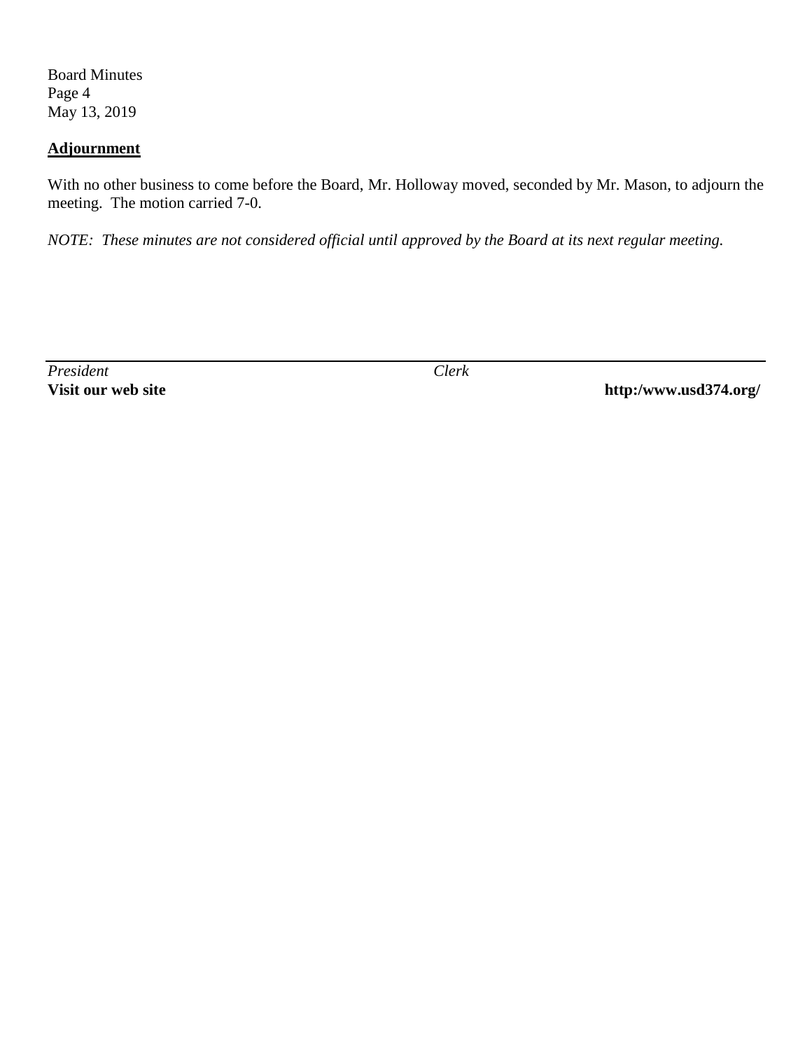## Adjournment

With no other business to come before the Board, Mr. Holloway moved, seconded by Mr. Mason, to adjourn the meeting. The motion carried 7-0.

*NOTE: These minutes are not considered official until approved by the Board at its next regular meeting.*

*President* *Clerk*

**Visit our web site** **http:/www.usd374.org/**